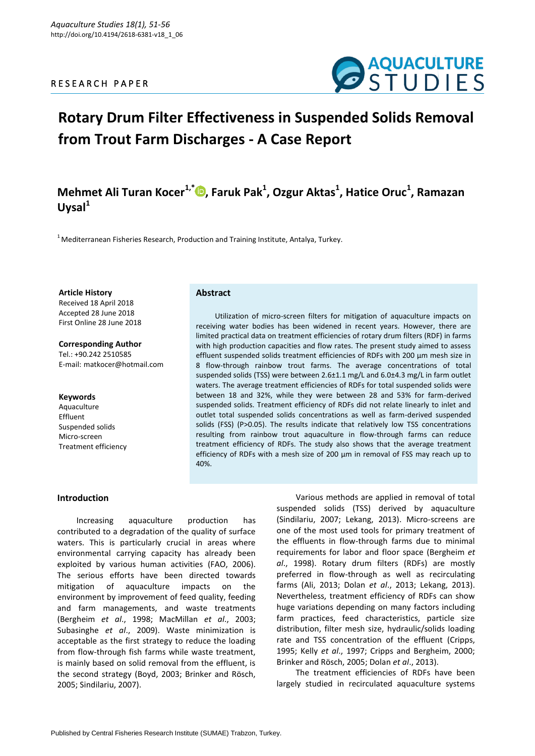RESEARCH PAPER

# Rotary Drum Filter Effectiveness in Suspended Solids Removal from Trout Farm Discharges - A Case Report

**Mehmet Ali Turan Kocer[1,*], Faruk Pak[1], Ozgur Aktas[1], Hatice Oruc[1], Ramazan Uysal[1]**

[1] Mediterranean Fisheries Research, Production and Training Institute, Antalya, Turkey.

**Article History**
Received 18 April 2018
Accepted 28 June 2018
First Online 28 June 2018

**Corresponding Author**
Tel.: +90.242 2510585
E-mail: matkocer@hotmail.com

**Keywords**
Aquaculture
Effluent
Suspended solids
Micro-screen
Treatment efficiency

## Abstract

Utilization of micro-screen filters for mitigation of aquaculture impacts on receiving water bodies has been widened in recent years. However, there are limited practical data on treatment efficiencies of rotary drum filters (RDF) in farms with high production capacities and flow rates. The present study aimed to assess effluent suspended solids treatment efficiencies of RDFs with 200 µm mesh size in 8 flow-through rainbow trout farms. The average concentrations of total suspended solids (TSS) were between 2.6±1.1 mg/L and 6.0±4.3 mg/L in farm outlet waters. The average treatment efficiencies of RDFs for total suspended solids were between 18 and 32%, while they were between 28 and 53% for farm-derived suspended solids. Treatment efficiency of RDFs did not relate linearly to inlet and outlet total suspended solids concentrations as well as farm-derived suspended solids (FSS) ($P>0.05$). The results indicate that relatively low TSS concentrations resulting from rainbow trout aquaculture in flow-through farms can reduce treatment efficiency of RDFs. The study also shows that the average treatment efficiency of RDFs with a mesh size of 200 µm in removal of FSS may reach up to 40%.

## Introduction

Increasing aquaculture production has contributed to a degradation of the quality of surface waters. This is particularly crucial in areas where environmental carrying capacity has already been exploited by various human activities (FAO, 2006). The serious efforts have been directed towards mitigation of aquaculture impacts on the environment by improvement of feed quality, feeding and farm managements, and waste treatments (Bergheim *et al*., 1998; MacMillan *et al*., 2003; Subasinghe *et al*., 2009). Waste minimization is acceptable as the first strategy to reduce the loading from flow-through fish farms while waste treatment, is mainly based on solid removal from the effluent, is the second strategy (Boyd, 2003; Brinker and Rösch, 2005; Sindilariu, 2007).

Various methods are applied in removal of total suspended solids (TSS) derived by aquaculture (Sindilariu, 2007; Lekang, 2013). Micro-screens are one of the most used tools for primary treatment of the effluents in flow-through farms due to minimal requirements for labor and floor space (Bergheim *et al*., 1998). Rotary drum filters (RDFs) are mostly preferred in flow-through as well as recirculating farms (Ali, 2013; Dolan *et al*., 2013; Lekang, 2013). Nevertheless, treatment efficiency of RDFs can show huge variations depending on many factors including farm practices, feed characteristics, particle size distribution, filter mesh size, hydraulic/solids loading rate and TSS concentration of the effluent (Cripps, 1995; Kelly *et al*., 1997; Cripps and Bergheim, 2000; Brinker and Rösch, 2005; Dolan *et al*., 2013).

The treatment efficiencies of RDFs have been largely studied in recirculated aquaculture systems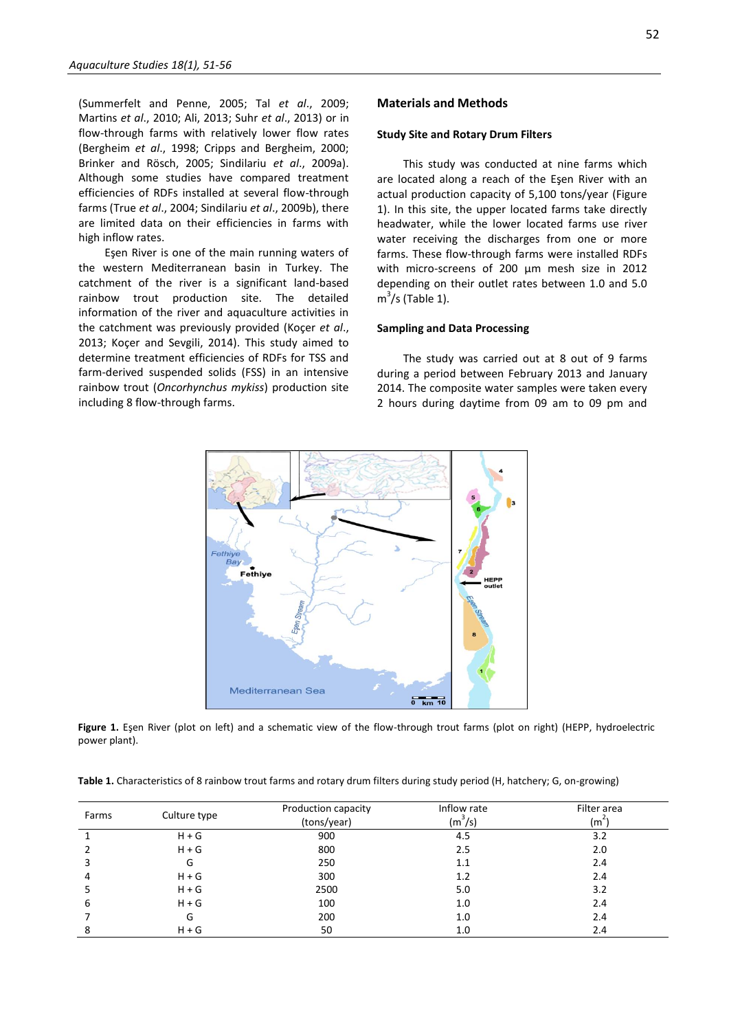(Summerfelt and Penne, 2005; Tal *et al*., 2009; Martins *et al*., 2010; Ali, 2013; Suhr *et al*., 2013) or in flow-through farms with relatively lower flow rates (Bergheim *et al*., 1998; Cripps and Bergheim, 2000; Brinker and Rösch, 2005; Sindilariu *et al*., 2009a). Although some studies have compared treatment efficiencies of RDFs installed at several flow-through farms (True *et al*., 2004; Sindilariu *et al*., 2009b), there are limited data on their efficiencies in farms with high inflow rates.

Eşen River is one of the main running waters of the western Mediterranean basin in Turkey. The catchment of the river is a significant land-based rainbow trout production site. The detailed information of the river and aquaculture activities in the catchment was previously provided (Koçer *et al*., 2013; Koçer and Sevgili, 2014). This study aimed to determine treatment efficiencies of RDFs for TSS and farm-derived suspended solids (FSS) in an intensive rainbow trout (*Oncorhynchus mykiss*) production site including 8 flow-through farms.

## Materials and Methods

### Study Site and Rotary Drum Filters

This study was conducted at nine farms which are located along a reach of the Eşen River with an actual production capacity of 5,100 tons/year (Figure 1). In this site, the upper located farms take directly headwater, while the lower located farms use river water receiving the discharges from one or more farms. These flow-through farms were installed RDFs with micro-screens of 200 µm mesh size in 2012 depending on their outlet rates between 1.0 and 5.0 $m^3/s$ (Table 1).

### Sampling and Data Processing

The study was carried out at 8 out of 9 farms during a period between February 2013 and January 2014. The composite water samples were taken every 2 hours during daytime from 09 am to 09 pm and

**Figure 1.** Eşen River (plot on left) and a schematic view of the flow-through trout farms (plot on right) (HEPP, hydroelectric power plant).

**Table 1.** Characteristics of 8 rainbow trout farms and rotary drum filters during study period (H, hatchery; G, on-growing)

| Farms | Culture type | Production capacity (tons/year) | Inflow rate ($m^3/s$) | Filter area ($m^2$) |
|---|---|---|---|---|
| 1 | H + G | 900 | 4.5 | 3.2 |
| 2 | H + G | 800 | 2.5 | 2.0 |
| 3 | G | 250 | 1.1 | 2.4 |
| 4 | H + G | 300 | 1.2 | 2.4 |
| 5 | H + G | 2500 | 5.0 | 3.2 |
| 6 | H + G | 100 | 1.0 | 2.4 |
| 7 | G | 200 | 1.0 | 2.4 |
| 8 | H + G | 50 | 1.0 | 2.4 |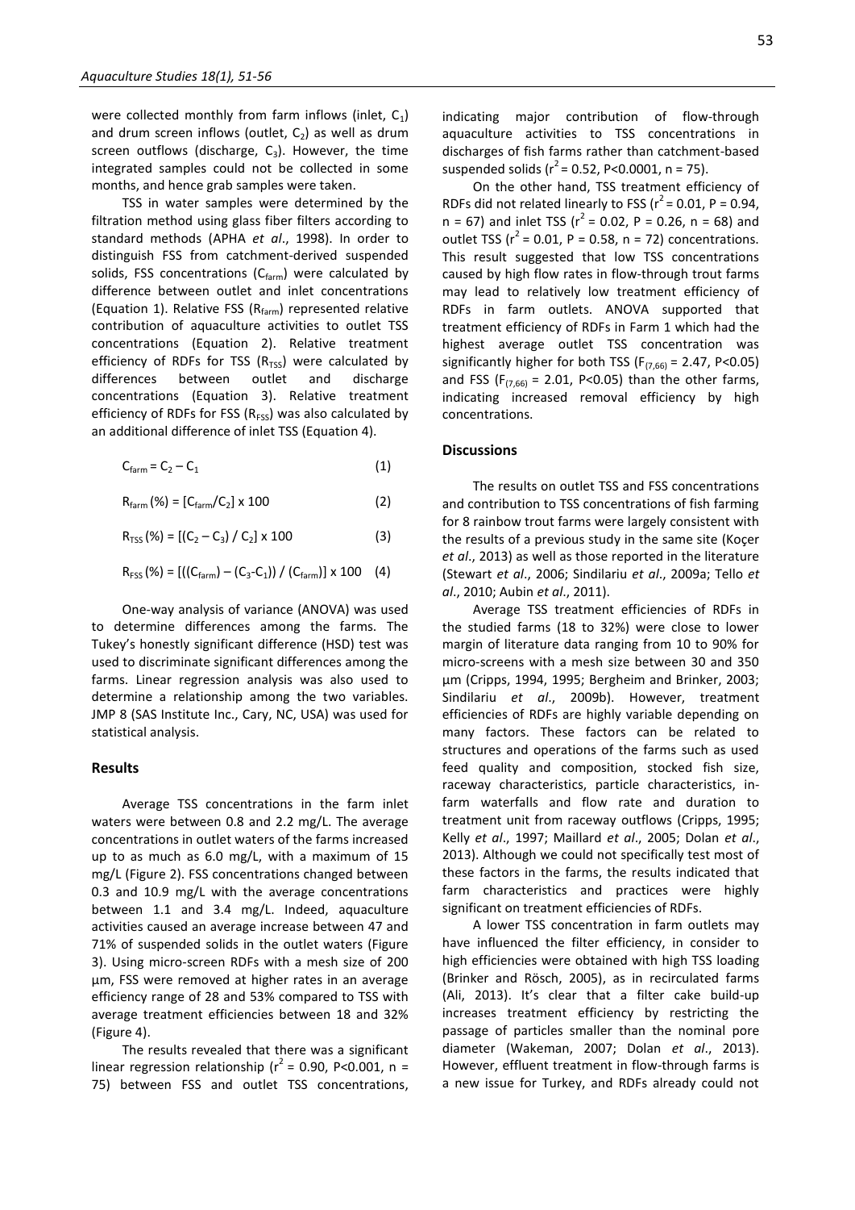were collected monthly from farm inflows (inlet, $C_1$) and drum screen inflows (outlet, $C_2$) as well as drum screen outflows (discharge, $C_3$). However, the time integrated samples could not be collected in some months, and hence grab samples were taken.

TSS in water samples were determined by the filtration method using glass fiber filters according to standard methods (APHA *et al*., 1998). In order to distinguish FSS from catchment-derived suspended solids, FSS concentrations ($C_{farm}$) were calculated by difference between outlet and inlet concentrations (Equation 1). Relative FSS ($R_{farm}$) represented relative contribution of aquaculture activities to outlet TSS concentrations (Equation 2). Relative treatment efficiency of RDFs for TSS ($R_{TSS}$) were calculated by differences between outlet and discharge concentrations (Equation 3). Relative treatment efficiency of RDFs for FSS ($R_{FSS}$) was also calculated by an additional difference of inlet TSS (Equation 4).

$$C_{farm} = C_2 - C_1 \quad (1)$$

$$R_{farm} (\%) = [C_{farm}/C_2] \times 100 \quad (2)$$

$$R_{TSS} (\%) = [(C_2 - C_3) / C_2] \times 100 \quad (3)$$

$$R_{FSS} (\%) = [((C_{farm}) - (C_3 - C_1)) / (C_{farm})] \times 100 \quad (4)$$

One-way analysis of variance (ANOVA) was used to determine differences among the farms. The Tukey's honestly significant difference (HSD) test was used to discriminate significant differences among the farms. Linear regression analysis was also used to determine a relationship among the two variables. JMP 8 (SAS Institute Inc., Cary, NC, USA) was used for statistical analysis.

## Results

Average TSS concentrations in the farm inlet waters were between 0.8 and 2.2 mg/L. The average concentrations in outlet waters of the farms increased up to as much as 6.0 mg/L, with a maximum of 15 mg/L (Figure 2). FSS concentrations changed between 0.3 and 10.9 mg/L with the average concentrations between 1.1 and 3.4 mg/L. Indeed, aquaculture activities caused an average increase between 47 and 71% of suspended solids in the outlet waters (Figure 3). Using micro-screen RDFs with a mesh size of 200 µm, FSS were removed at higher rates in an average efficiency range of 28 and 53% compared to TSS with average treatment efficiencies between 18 and 32% (Figure 4).

The results revealed that there was a significant linear regression relationship ($r^2$ = 0.90, P<0.001, n = 75) between FSS and outlet TSS concentrations, indicating major contribution of flow-through aquaculture activities to TSS concentrations in discharges of fish farms rather than catchment-based suspended solids ($r^2$ = 0.52, P<0.0001, n = 75).

On the other hand, TSS treatment efficiency of RDFs did not related linearly to FSS ($r^2$ = 0.01, P = 0.94, n = 67) and inlet TSS ($r^2$ = 0.02, P = 0.26, n = 68) and outlet TSS ($r^2$ = 0.01, P = 0.58, n = 72) concentrations. This result suggested that low TSS concentrations caused by high flow rates in flow-through trout farms may lead to relatively low treatment efficiency of RDFs in farm outlets. ANOVA supported that treatment efficiency of RDFs in Farm 1 which had the highest average outlet TSS concentration was significantly higher for both TSS ($F_{(7,66)}$ = 2.47, P<0.05) and FSS ($F_{(7,66)}$ = 2.01, P<0.05) than the other farms, indicating increased removal efficiency by high concentrations.

## Discussions

The results on outlet TSS and FSS concentrations and contribution to TSS concentrations of fish farming for 8 rainbow trout farms were largely consistent with the results of a previous study in the same site (Koçer *et al*., 2013) as well as those reported in the literature (Stewart *et al*., 2006; Sindilariu *et al*., 2009a; Tello *et al*., 2010; Aubin *et al*., 2011).

Average TSS treatment efficiencies of RDFs in the studied farms (18 to 32%) were close to lower margin of literature data ranging from 10 to 90% for micro-screens with a mesh size between 30 and 350 µm (Cripps, 1994, 1995; Bergheim and Brinker, 2003; Sindilariu *et al*., 2009b). However, treatment efficiencies of RDFs are highly variable depending on many factors. These factors can be related to structures and operations of the farms such as used feed quality and composition, stocked fish size, raceway characteristics, particle characteristics, in-farm waterfalls and flow rate and duration to treatment unit from raceway outflows (Cripps, 1995; Kelly *et al*., 1997; Maillard *et al*., 2005; Dolan *et al*., 2013). Although we could not specifically test most of these factors in the farms, the results indicated that farm characteristics and practices were highly significant on treatment efficiencies of RDFs.

A lower TSS concentration in farm outlets may have influenced the filter efficiency, in consider to high efficiencies were obtained with high TSS loading (Brinker and Rösch, 2005), as in recirculated farms (Ali, 2013). It's clear that a filter cake build-up increases treatment efficiency by restricting the passage of particles smaller than the nominal pore diameter (Wakeman, 2007; Dolan *et al*., 2013). However, effluent treatment in flow-through farms is a new issue for Turkey, and RDFs already could not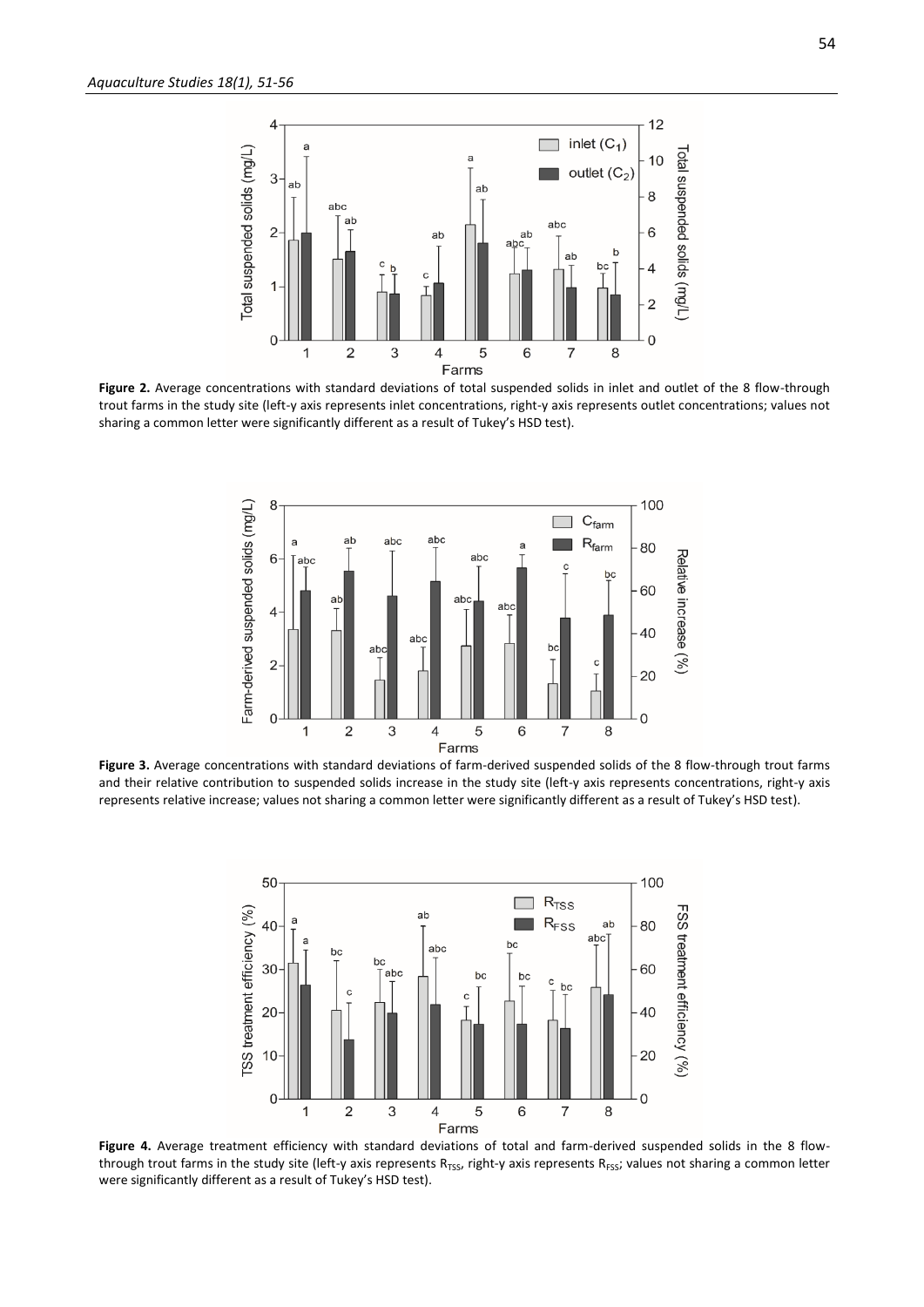**Figure 2.** Average concentrations with standard deviations of total suspended solids in inlet and outlet of the 8 flow-through trout farms in the study site (left-y axis represents inlet concentrations, right-y axis represents outlet concentrations; values not sharing a common letter were significantly different as a result of Tukey's HSD test).

**Figure 3.** Average concentrations with standard deviations of farm-derived suspended solids of the 8 flow-through trout farms and their relative contribution to suspended solids increase in the study site (left-y axis represents concentrations, right-y axis represents relative increase; values not sharing a common letter were significantly different as a result of Tukey's HSD test).

**Figure 4.** Average treatment efficiency with standard deviations of total and farm-derived suspended solids in the 8 flow-through trout farms in the study site (left-y axis represents $R_{TSS}$, right-y axis represents $R_{FSS}$; values not sharing a common letter were significantly different as a result of Tukey's HSD test).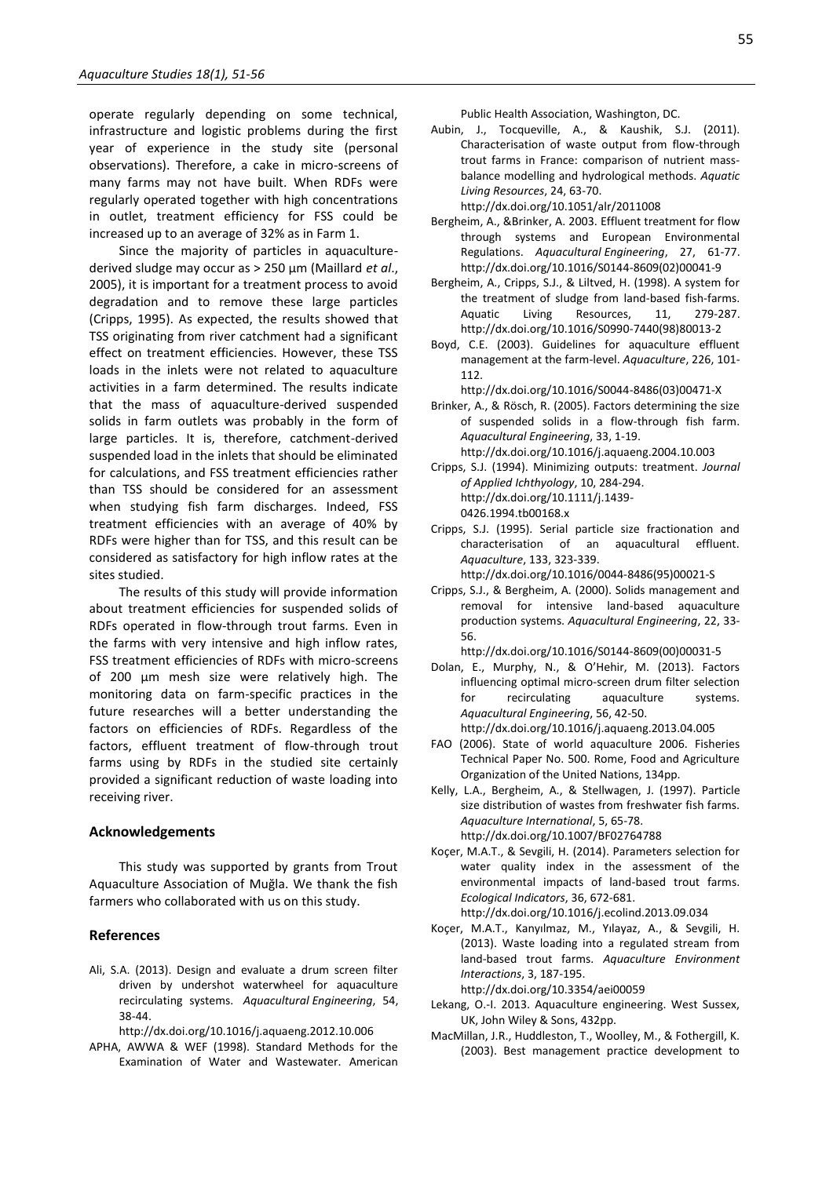operate regularly depending on some technical, infrastructure and logistic problems during the first year of experience in the study site (personal observations). Therefore, a cake in micro-screens of many farms may not have built. When RDFs were regularly operated together with high concentrations in outlet, treatment efficiency for FSS could be increased up to an average of 32% as in Farm 1.

Since the majority of particles in aquaculture-derived sludge may occur as > 250 µm (Maillard *et al*., 2005), it is important for a treatment process to avoid degradation and to remove these large particles (Cripps, 1995). As expected, the results showed that TSS originating from river catchment had a significant effect on treatment efficiencies. However, these TSS loads in the inlets were not related to aquaculture activities in a farm determined. The results indicate that the mass of aquaculture-derived suspended solids in farm outlets was probably in the form of large particles. It is, therefore, catchment-derived suspended load in the inlets that should be eliminated for calculations, and FSS treatment efficiencies rather than TSS should be considered for an assessment when studying fish farm discharges. Indeed, FSS treatment efficiencies with an average of 40% by RDFs were higher than for TSS, and this result can be considered as satisfactory for high inflow rates at the sites studied.

The results of this study will provide information about treatment efficiencies for suspended solids of RDFs operated in flow-through trout farms. Even in the farms with very intensive and high inflow rates, FSS treatment efficiencies of RDFs with micro-screens of 200 µm mesh size were relatively high. The monitoring data on farm-specific practices in the future researches will a better understanding the factors on efficiencies of RDFs. Regardless of the factors, effluent treatment of flow-through trout farms using by RDFs in the studied site certainly provided a significant reduction of waste loading into receiving river.

## Acknowledgements

This study was supported by grants from Trout Aquaculture Association of Muğla. We thank the fish farmers who collaborated with us on this study.

## References

Ali, S.A. (2013). Design and evaluate a drum screen filter driven by undershot waterwheel for aquaculture recirculating systems. *Aquacultural Engineering*, 54, 38-44. http://dx.doi.org/10.1016/j.aquaeng.2012.10.006

APHA, AWWA & WEF (1998). Standard Methods for the Examination of Water and Wastewater. American Public Health Association, Washington, DC.

Aubin, J., Tocqueville, A., & Kaushik, S.J. (2011). Characterisation of waste output from flow-through trout farms in France: comparison of nutrient mass-balance modelling and hydrological methods. *Aquatic Living Resources*, 24, 63-70. http://dx.doi.org/10.1051/alr/2011008

Bergheim, A., &Brinker, A. 2003. Effluent treatment for flow through systems and European Environmental Regulations. *Aquacultural Engineering*, 27, 61-77. http://dx.doi.org/10.1016/S0144-8609(02)00041-9

Bergheim, A., Cripps, S.J., & Liltved, H. (1998). A system for the treatment of sludge from land-based fish-farms. Aquatic Living Resources, 11, 279-287. http://dx.doi.org/10.1016/S0990-7440(98)80013-2

Boyd, C.E. (2003). Guidelines for aquaculture effluent management at the farm-level. *Aquaculture*, 226, 101-112. http://dx.doi.org/10.1016/S0044-8486(03)00471-X

Brinker, A., & Rösch, R. (2005). Factors determining the size of suspended solids in a flow-through fish farm. *Aquacultural Engineering*, 33, 1-19. http://dx.doi.org/10.1016/j.aquaeng.2004.10.003

Cripps, S.J. (1994). Minimizing outputs: treatment. *Journal of Applied Ichthyology*, 10, 284-294. http://dx.doi.org/10.1111/j.1439-0426.1994.tb00168.x

Cripps, S.J. (1995). Serial particle size fractionation and characterisation of an aquacultural effluent. *Aquaculture*, 133, 323-339. http://dx.doi.org/10.1016/0044-8486(95)00021-S

Cripps, S.J., & Bergheim, A. (2000). Solids management and removal for intensive land-based aquaculture production systems. *Aquacultural Engineering*, 22, 33-56. http://dx.doi.org/10.1016/S0144-8609(00)00031-5

Dolan, E., Murphy, N., & O'Hehir, M. (2013). Factors influencing optimal micro-screen drum filter selection for recirculating aquaculture systems. *Aquacultural Engineering*, 56, 42-50. http://dx.doi.org/10.1016/j.aquaeng.2013.04.005

FAO (2006). State of world aquaculture 2006. Fisheries Technical Paper No. 500. Rome, Food and Agriculture Organization of the United Nations, 134pp.

Kelly, L.A., Bergheim, A., & Stellwagen, J. (1997). Particle size distribution of wastes from freshwater fish farms. *Aquaculture International*, 5, 65-78. http://dx.doi.org/10.1007/BF02764788

Koçer, M.A.T., & Sevgili, H. (2014). Parameters selection for water quality index in the assessment of the environmental impacts of land-based trout farms. *Ecological Indicators*, 36, 672-681. http://dx.doi.org/10.1016/j.ecolind.2013.09.034

Koçer, M.A.T., Kanyılmaz, M., Yılayaz, A., & Sevgili, H. (2013). Waste loading into a regulated stream from land-based trout farms. *Aquaculture Environment Interactions*, 3, 187-195. http://dx.doi.org/10.3354/aei00059

Lekang, O.-I. 2013. Aquaculture engineering. West Sussex, UK, John Wiley & Sons, 432pp.

MacMillan, J.R., Huddleston, T., Woolley, M., & Fothergill, K. (2003). Best management practice development to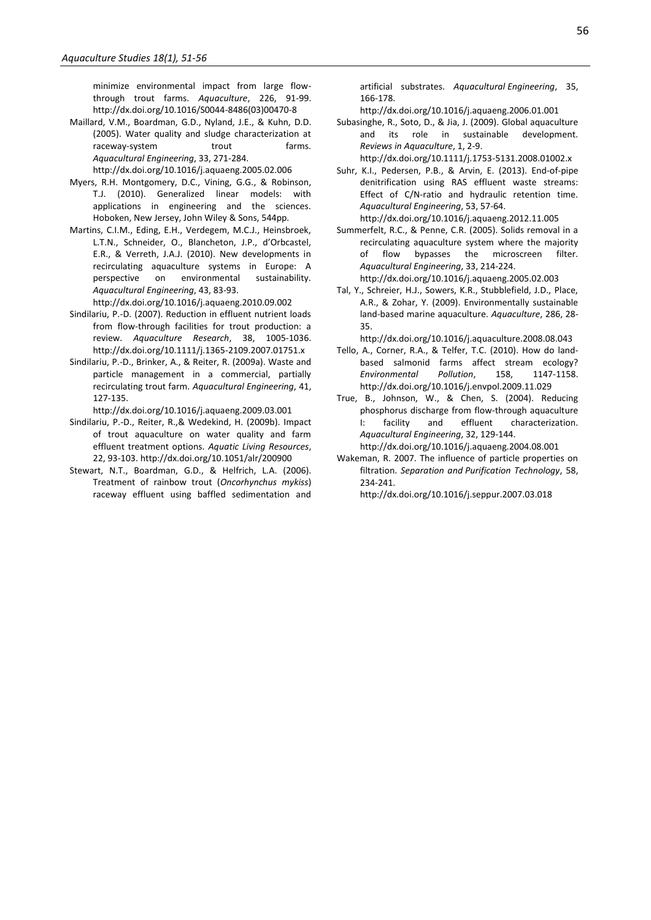minimize environmental impact from large flow-through trout farms. *Aquaculture*, 226, 91-99. http://dx.doi.org/10.1016/S0044-8486(03)00470-8

Maillard, V.M., Boardman, G.D., Nyland, J.E., & Kuhn, D.D. (2005). Water quality and sludge characterization at raceway-system trout farms. *Aquacultural Engineering*, 33, 271-284. http://dx.doi.org/10.1016/j.aquaeng.2005.02.006

Myers, R.H. Montgomery, D.C., Vining, G.G., & Robinson, T.J. (2010). Generalized linear models: with applications in engineering and the sciences. Hoboken, New Jersey, John Wiley & Sons, 544pp.

Martins, C.I.M., Eding, E.H., Verdegem, M.C.J., Heinsbroek, L.T.N., Schneider, O., Blancheton, J.P., d'Orbcastel, E.R., & Verreth, J.A.J. (2010). New developments in recirculating aquaculture systems in Europe: A perspective on environmental sustainability. *Aquacultural Engineering*, 43, 83-93. http://dx.doi.org/10.1016/j.aquaeng.2010.09.002

Sindilariu, P.-D. (2007). Reduction in effluent nutrient loads from flow-through facilities for trout production: a review. *Aquaculture Research*, 38, 1005-1036. http://dx.doi.org/10.1111/j.1365-2109.2007.01751.x

Sindilariu, P.-D., Brinker, A., & Reiter, R. (2009a). Waste and particle management in a commercial, partially recirculating trout farm. *Aquacultural Engineering*, 41, 127-135. http://dx.doi.org/10.1016/j.aquaeng.2009.03.001

Sindilariu, P.-D., Reiter, R.,& Wedekind, H. (2009b). Impact of trout aquaculture on water quality and farm effluent treatment options. *Aquatic Living Resources*, 22, 93-103. http://dx.doi.org/10.1051/alr/200900

Stewart, N.T., Boardman, G.D., & Helfrich, L.A. (2006). Treatment of rainbow trout (*Oncorhynchus mykiss*) raceway effluent using baffled sedimentation and artificial substrates. *Aquacultural Engineering*, 35, 166-178. http://dx.doi.org/10.1016/j.aquaeng.2006.01.001

Subasinghe, R., Soto, D., & Jia, J. (2009). Global aquaculture and its role in sustainable development. *Reviews in Aquaculture*, 1, 2-9. http://dx.doi.org/10.1111/j.1753-5131.2008.01002.x

Suhr, K.I., Pedersen, P.B., & Arvin, E. (2013). End-of-pipe denitrification using RAS effluent waste streams: Effect of C/N-ratio and hydraulic retention time. *Aquacultural Engineering*, 53, 57-64. http://dx.doi.org/10.1016/j.aquaeng.2012.11.005

Summerfelt, R.C., & Penne, C.R. (2005). Solids removal in a recirculating aquaculture system where the majority of flow bypasses the microscreen filter. *Aquacultural Engineering*, 33, 214-224. http://dx.doi.org/10.1016/j.aquaeng.2005.02.003

Tal, Y., Schreier, H.J., Sowers, K.R., Stubblefield, J.D., Place, A.R., & Zohar, Y. (2009). Environmentally sustainable land-based marine aquaculture. *Aquaculture*, 286, 28-35. http://dx.doi.org/10.1016/j.aquaculture.2008.08.043

Tello, A., Corner, R.A., & Telfer, T.C. (2010). How do land-based salmonid farms affect stream ecology? *Environmental Pollution*, 158, 1147-1158. http://dx.doi.org/10.1016/j.envpol.2009.11.029

True, B., Johnson, W., & Chen, S. (2004). Reducing phosphorus discharge from flow-through aquaculture I: facility and effluent characterization. *Aquacultural Engineering*, 32, 129-144. http://dx.doi.org/10.1016/j.aquaeng.2004.08.001

Wakeman, R. 2007. The influence of particle properties on filtration. *Separation and Purification Technology*, 58, 234-241. http://dx.doi.org/10.1016/j.seppur.2007.03.018